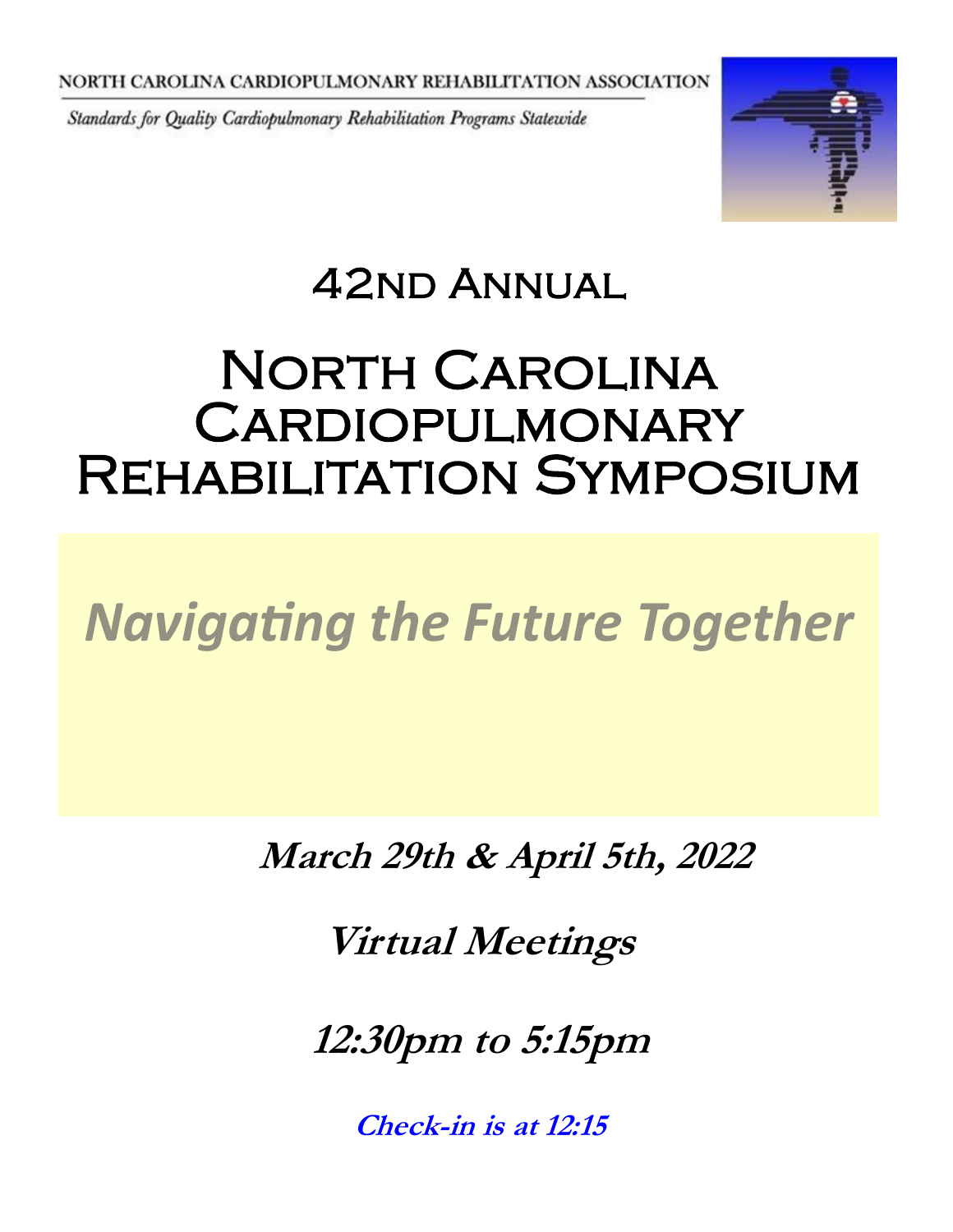NORTH CAROLINA CARDIOPULMONARY REHABILITATION ASSOCIATION

*Standards for Quality Cardiopulmonary Rehabilitation Programs Statewide*

## 42nd Annual

# North Carolina Cardiopulmonary Rehabilitation Symposium

## *Navigating the Future Together*

***March 29th & April 5th, 2022***

***Virtual Meetings***

***12:30pm to 5:15pm***

***Check-in is at 12:15***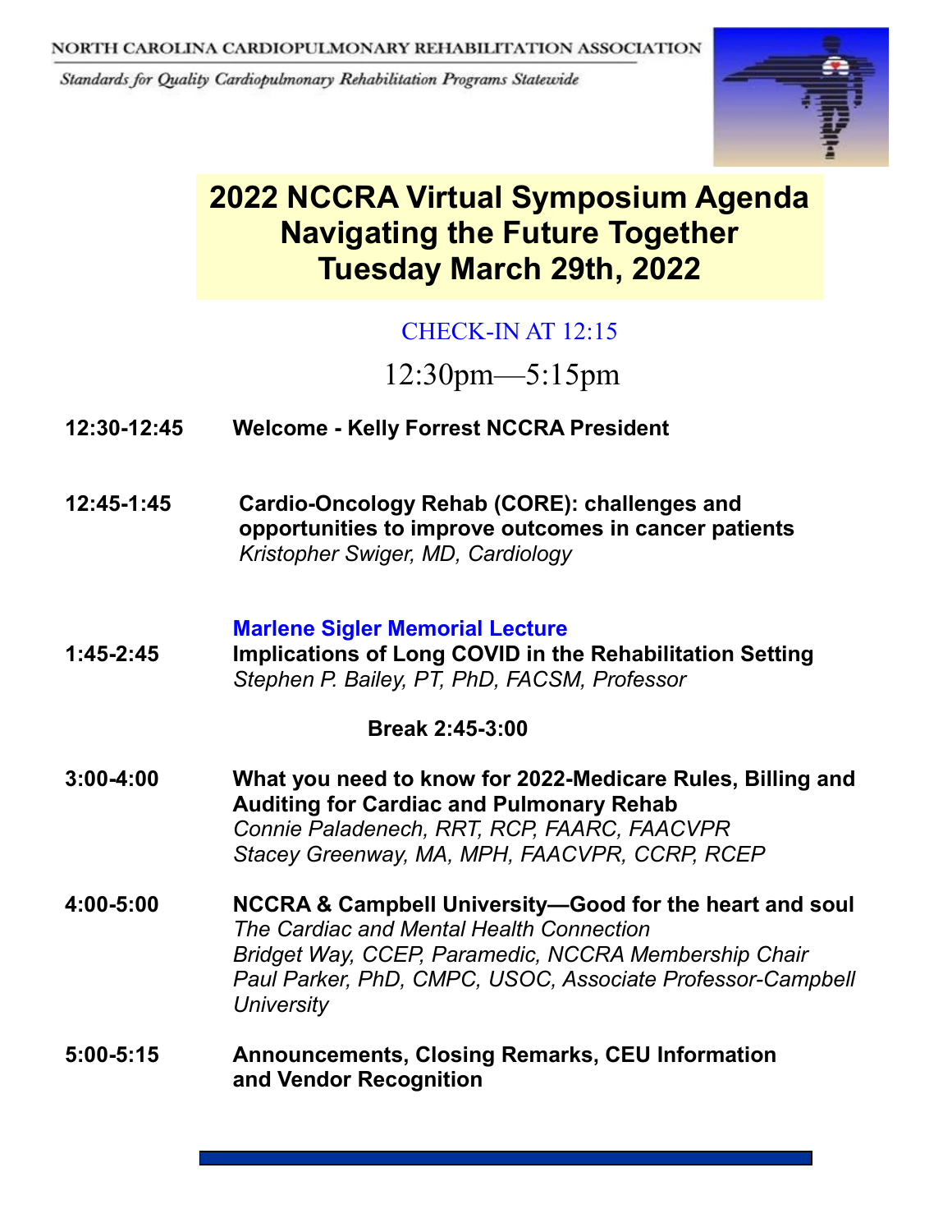NORTH CAROLINA CARDIOPULMONARY REHABILITATION ASSOCIATION

*Standards for Quality Cardiopulmonary Rehabilitation Programs Statewide*

# 2022 NCCRA Virtual Symposium Agenda
# Navigating the Future Together
# Tuesday March 29th, 2022

CHECK-IN AT 12:15

12:30pm—5:15pm

**12:30-12:45** **Welcome - Kelly Forrest NCCRA President**

**12:45-1:45** **Cardio-Oncology Rehab (CORE): challenges and opportunities to improve outcomes in cancer patients**
*Kristopher Swiger, MD, Cardiology*

**Marlene Sigler Memorial Lecture**

**1:45-2:45** **Implications of Long COVID in the Rehabilitation Setting**
*Stephen P. Bailey, PT, PhD, FACSM, Professor*

**Break 2:45-3:00**

**3:00-4:00** **What you need to know for 2022-Medicare Rules, Billing and Auditing for Cardiac and Pulmonary Rehab**
*Connie Paladenech, RRT, RCP, FAARC, FAACVPR*
*Stacey Greenway, MA, MPH, FAACVPR, CCRP, RCEP*

**4:00-5:00** **NCCRA & Campbell University—Good for the heart and soul**
*The Cardiac and Mental Health Connection*
*Bridget Way, CCEP, Paramedic, NCCRA Membership Chair*
*Paul Parker, PhD, CMPC, USOC, Associate Professor-Campbell University*

**5:00-5:15** **Announcements, Closing Remarks, CEU Information and Vendor Recognition**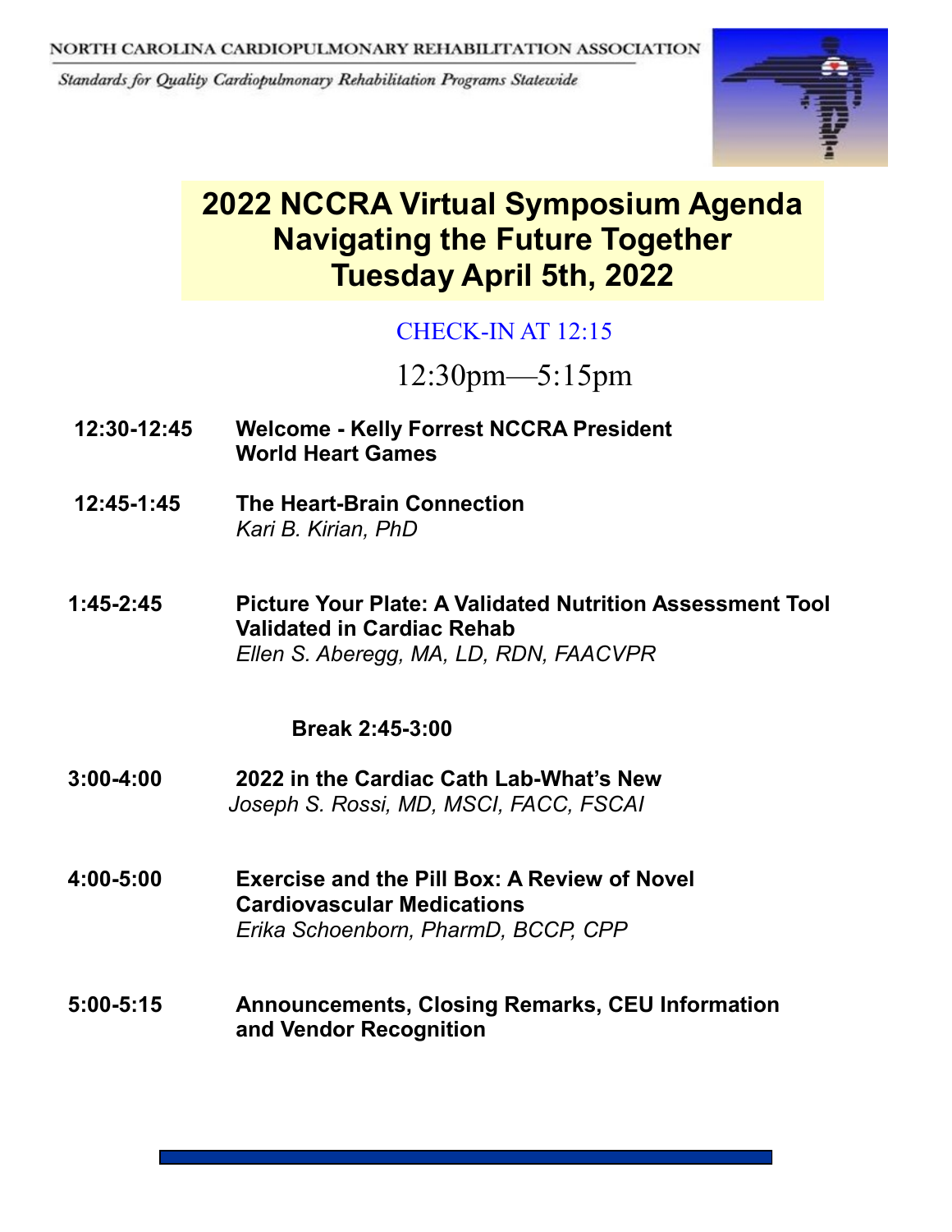NORTH CAROLINA CARDIOPULMONARY REHABILITATION ASSOCIATION

*Standards for Quality Cardiopulmonary Rehabilitation Programs Statewide*

# 2022 NCCRA Virtual Symposium Agenda
# Navigating the Future Together
# Tuesday April 5th, 2022

CHECK-IN AT 12:15

12:30pm—5:15pm

| Time | Session |
| --- | --- |
| **12:30-12:45** | **Welcome - Kelly Forrest NCCRA President**<br>**World Heart Games** |
| **12:45-1:45** | **The Heart-Brain Connection**<br>*Kari B. Kirian, PhD* |
| **1:45-2:45** | **Picture Your Plate: A Validated Nutrition Assessment Tool Validated in Cardiac Rehab**<br>*Ellen S. Aberegg, MA, LD, RDN, FAACVPR* |
| | **Break 2:45-3:00** |
| **3:00-4:00** | **2022 in the Cardiac Cath Lab-What's New**<br>*Joseph S. Rossi, MD, MSCI, FACC, FSCAI* |
| **4:00-5:00** | **Exercise and the Pill Box: A Review of Novel Cardiovascular Medications**<br>*Erika Schoenborn, PharmD, BCCP, CPP* |
| **5:00-5:15** | **Announcements, Closing Remarks, CEU Information and Vendor Recognition** |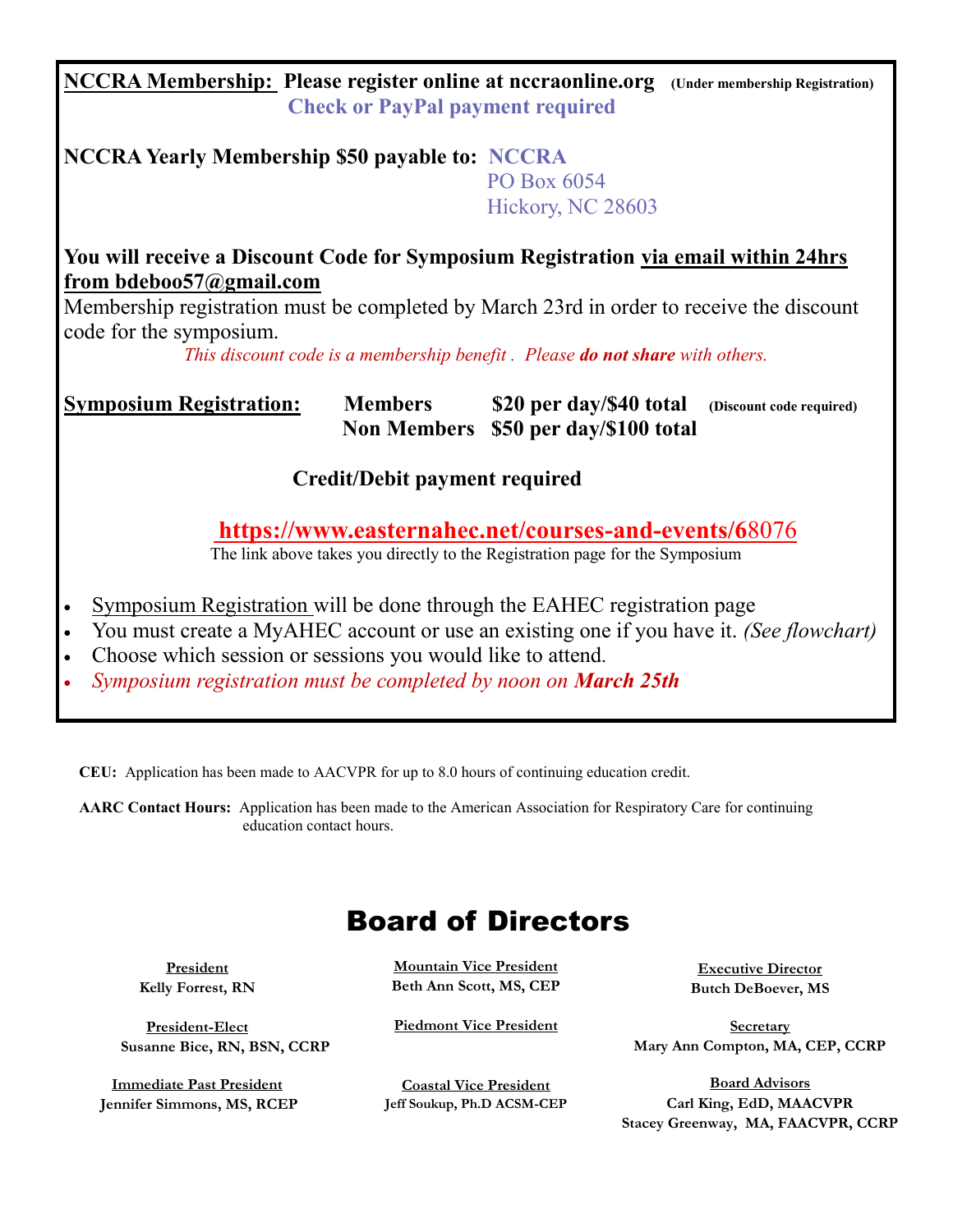**NCCRA Membership:** **Please register online at nccraonline.org** **(Under membership Registration)**

**Check or PayPal payment required**

**NCCRA Yearly Membership $50 payable to:** **NCCRA**
PO Box 6054
Hickory, NC 28603

**You will receive a Discount Code for Symposium Registration via email within 24hrs from bdeboo57@gmail.com**

Membership registration must be completed by March 23rd in order to receive the discount code for the symposium.

*This discount code is a membership benefit . Please **do not share** with others.*

| **Symposium Registration:** | **Members** | **$20 per day/$40 total** | **(Discount code required)** |
|---|---|---|---|
| | **Non Members** | **$50 per day/$100 total** | |

**Credit/Debit payment required**

**https://www.easternahec.net/courses-and-events/68076**

The link above takes you directly to the Registration page for the Symposium

- Symposium Registration will be done through the EAHEC registration page
- You must create a MyAHEC account or use an existing one if you have it. *(See flowchart)*
- Choose which session or sessions you would like to attend.
- *Symposium registration must be completed by noon on **March 25th***

**CEU:** Application has been made to AACVPR for up to 8.0 hours of continuing education credit.

**AARC Contact Hours:** Application has been made to the American Association for Respiratory Care for continuing education contact hours.

# Board of Directors

**President**
**Kelly Forrest, RN**

**President-Elect**
**Susanne Bice, RN, BSN, CCRP**

**Immediate Past President**
**Jennifer Simmons, MS, RCEP**

**Mountain Vice President**
**Beth Ann Scott, MS, CEP**

**Piedmont Vice President**

**Coastal Vice President**
**Jeff Soukup, Ph.D ACSM-CEP**

**Executive Director**
**Butch DeBoever, MS**

**Secretary**
**Mary Ann Compton, MA, CEP, CCRP**

**Board Advisors**
**Carl King, EdD, MAACVPR**
**Stacey Greenway, MA, FAACVPR, CCRP**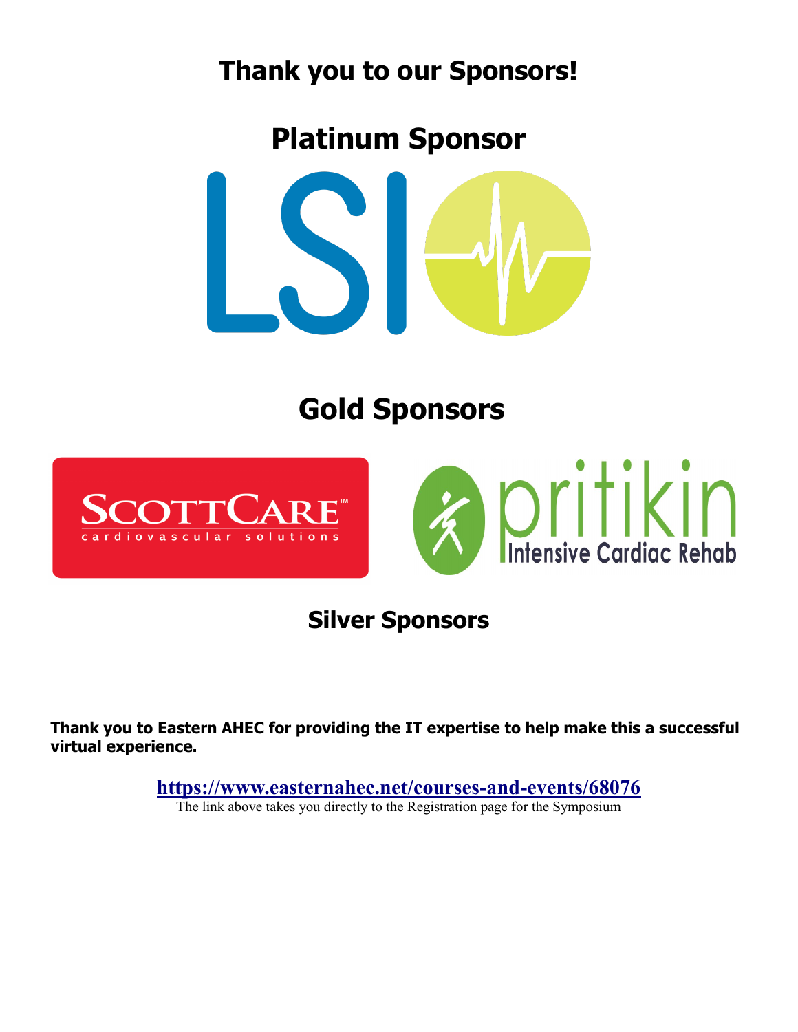# Thank you to our Sponsors!

## Platinum Sponsor

LSI

## Gold Sponsors

SCOTTCARE™ cardiovascular solutions

pritikin Intensive Cardiac Rehab

### Silver Sponsors

**Thank you to Eastern AHEC for providing the IT expertise to help make this a successful virtual experience.**

**https://www.easternahec.net/courses-and-events/68076**

The link above takes you directly to the Registration page for the Symposium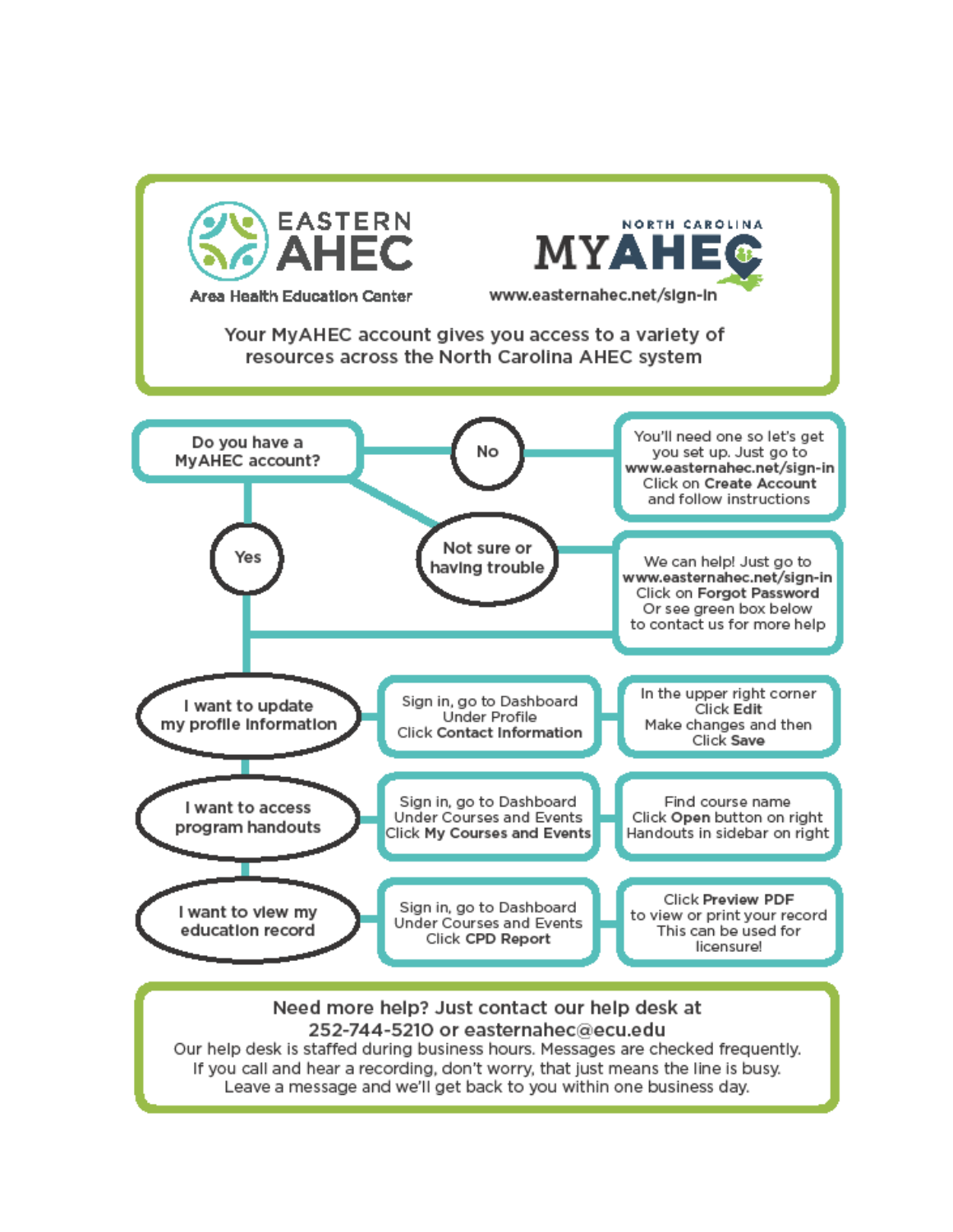EASTERN AHEC

Area Health Education Center

NORTH CAROLINA MYAHEC

www.easternahec.net/sign-in

Your MyAHEC account gives you access to a variety of resources across the North Carolina AHEC system

**Do you have a MyAHEC account?**

**No**

You'll need one so let's get you set up. Just go to **www.easternahec.net/sign-in** Click on **Create Account** and follow instructions

**Not sure or having trouble**

We can help! Just go to **www.easternahec.net/sign-in** Click on **Forgot Password** Or see green box below to contact us for more help

**Yes**

**I want to update my profile information**

Sign in, go to Dashboard Under Profile Click **Contact Information**

In the upper right corner Click **Edit** Make changes and then Click **Save**

**I want to access program handouts**

Sign in, go to Dashboard Under Courses and Events Click **My Courses and Events**

Find course name Click **Open** button on right Handouts in sidebar on right

**I want to view my education record**

Sign in, go to Dashboard Under Courses and Events Click **CPD Report**

Click **Preview PDF** to view or print your record This can be used for licensure!

**Need more help? Just contact our help desk at 252-744-5210 or easternahec@ecu.edu**

Our help desk is staffed during business hours. Messages are checked frequently. If you call and hear a recording, don't worry, that just means the line is busy. Leave a message and we'll get back to you within one business day.